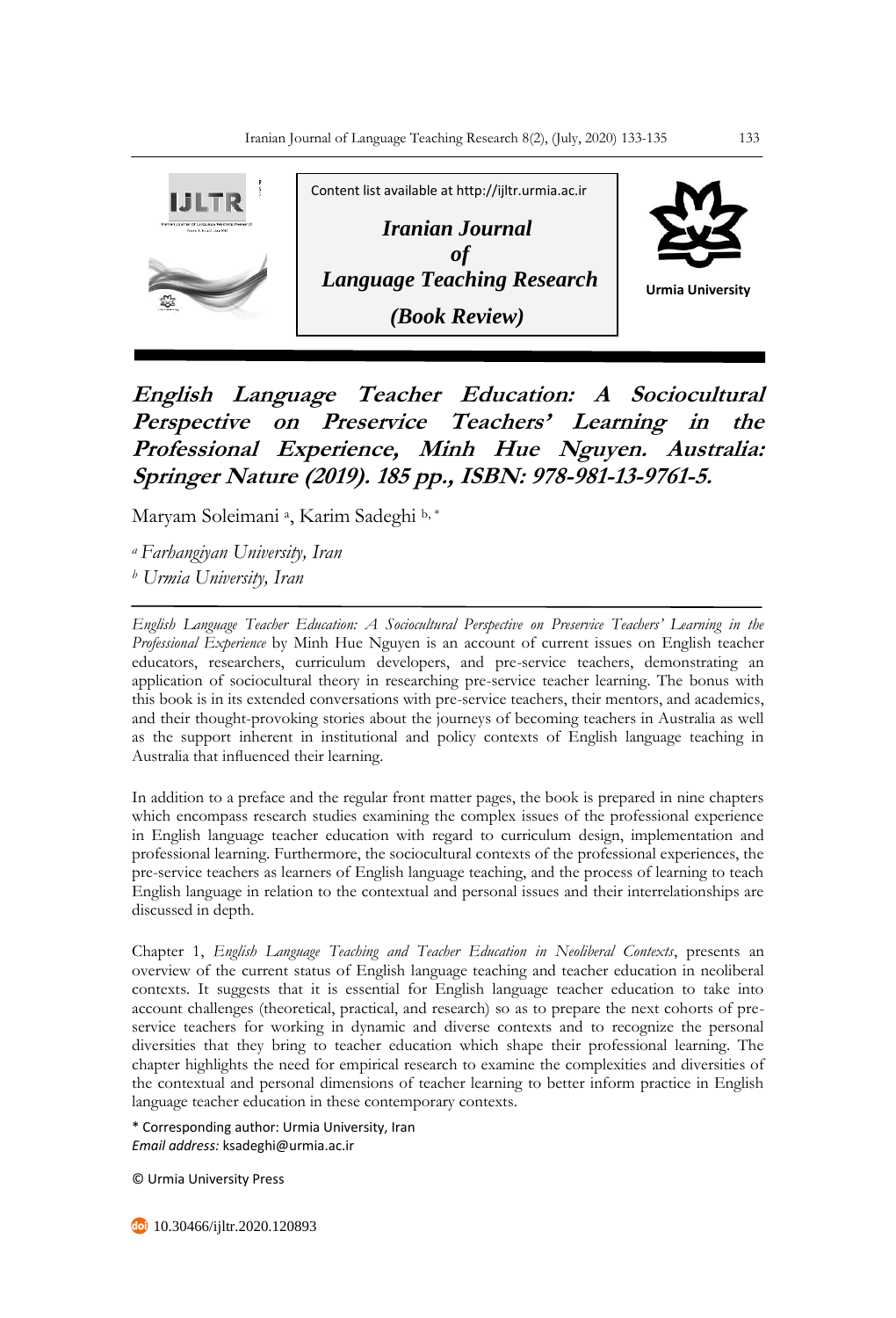Content list available at http://ijltr.urmia.ac.ir

*Iranian Journal of Language Teaching Research*

*(Book Review)*

Urmia University

# English Language Teacher Education: A Sociocultural Perspective on Preservice Teachers' Learning in the Professional Experience, Minh Hue Nguyen. Australia: Springer Nature (2019). 185 pp., ISBN: 978-981-13-9761-5.

Maryam Soleimani [a], Karim Sadeghi [b, *]

[a] *Farhangiyan University, Iran*

[b] *Urmia University, Iran*

---

*English Language Teacher Education: A Sociocultural Perspective on Preservice Teachers' Learning in the Professional Experience* by Minh Hue Nguyen is an account of current issues on English teacher educators, researchers, curriculum developers, and pre-service teachers, demonstrating an application of sociocultural theory in researching pre-service teacher learning. The bonus with this book is in its extended conversations with pre-service teachers, their mentors, and academics, and their thought-provoking stories about the journeys of becoming teachers in Australia as well as the support inherent in institutional and policy contexts of English language teaching in Australia that influenced their learning.

In addition to a preface and the regular front matter pages, the book is prepared in nine chapters which encompass research studies examining the complex issues of the professional experience in English language teacher education with regard to curriculum design, implementation and professional learning. Furthermore, the sociocultural contexts of the professional experiences, the pre-service teachers as learners of English language teaching, and the process of learning to teach English language in relation to the contextual and personal issues and their interrelationships are discussed in depth.

Chapter 1, *English Language Teaching and Teacher Education in Neoliberal Contexts*, presents an overview of the current status of English language teaching and teacher education in neoliberal contexts. It suggests that it is essential for English language teacher education to take into account challenges (theoretical, practical, and research) so as to prepare the next cohorts of pre-service teachers for working in dynamic and diverse contexts and to recognize the personal diversities that they bring to teacher education which shape their professional learning. The chapter highlights the need for empirical research to examine the complexities and diversities of the contextual and personal dimensions of teacher learning to better inform practice in English language teacher education in these contemporary contexts.

\* Corresponding author: Urmia University, Iran
*Email address:* ksadeghi@urmia.ac.ir

© Urmia University Press

10.30466/ijltr.2020.120893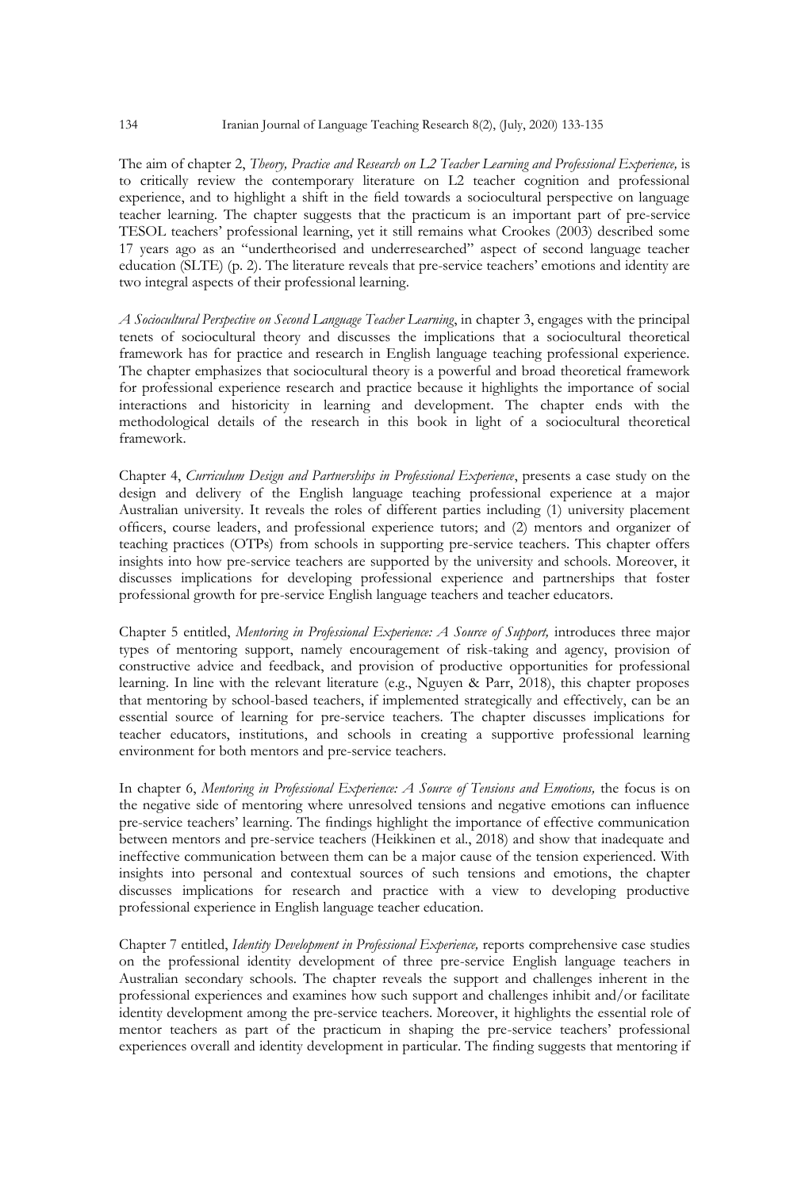The aim of chapter 2, *Theory, Practice and Research on L2 Teacher Learning and Professional Experience,* is to critically review the contemporary literature on L2 teacher cognition and professional experience, and to highlight a shift in the field towards a sociocultural perspective on language teacher learning. The chapter suggests that the practicum is an important part of pre-service TESOL teachers' professional learning, yet it still remains what Crookes (2003) described some 17 years ago as an "undertheorised and underresearched" aspect of second language teacher education (SLTE) (p. 2). The literature reveals that pre-service teachers' emotions and identity are two integral aspects of their professional learning.

*A Sociocultural Perspective on Second Language Teacher Learning*, in chapter 3, engages with the principal tenets of sociocultural theory and discusses the implications that a sociocultural theoretical framework has for practice and research in English language teaching professional experience. The chapter emphasizes that sociocultural theory is a powerful and broad theoretical framework for professional experience research and practice because it highlights the importance of social interactions and historicity in learning and development. The chapter ends with the methodological details of the research in this book in light of a sociocultural theoretical framework.

Chapter 4, *Curriculum Design and Partnerships in Professional Experience*, presents a case study on the design and delivery of the English language teaching professional experience at a major Australian university. It reveals the roles of different parties including (1) university placement officers, course leaders, and professional experience tutors; and (2) mentors and organizer of teaching practices (OTPs) from schools in supporting pre-service teachers. This chapter offers insights into how pre-service teachers are supported by the university and schools. Moreover, it discusses implications for developing professional experience and partnerships that foster professional growth for pre-service English language teachers and teacher educators.

Chapter 5 entitled, *Mentoring in Professional Experience: A Source of Support,* introduces three major types of mentoring support, namely encouragement of risk-taking and agency, provision of constructive advice and feedback, and provision of productive opportunities for professional learning. In line with the relevant literature (e.g., Nguyen & Parr, 2018), this chapter proposes that mentoring by school-based teachers, if implemented strategically and effectively, can be an essential source of learning for pre-service teachers. The chapter discusses implications for teacher educators, institutions, and schools in creating a supportive professional learning environment for both mentors and pre-service teachers.

In chapter 6, *Mentoring in Professional Experience: A Source of Tensions and Emotions,* the focus is on the negative side of mentoring where unresolved tensions and negative emotions can influence pre-service teachers' learning. The findings highlight the importance of effective communication between mentors and pre-service teachers (Heikkinen et al., 2018) and show that inadequate and ineffective communication between them can be a major cause of the tension experienced. With insights into personal and contextual sources of such tensions and emotions, the chapter discusses implications for research and practice with a view to developing productive professional experience in English language teacher education.

Chapter 7 entitled, *Identity Development in Professional Experience,* reports comprehensive case studies on the professional identity development of three pre-service English language teachers in Australian secondary schools. The chapter reveals the support and challenges inherent in the professional experiences and examines how such support and challenges inhibit and/or facilitate identity development among the pre-service teachers. Moreover, it highlights the essential role of mentor teachers as part of the practicum in shaping the pre-service teachers' professional experiences overall and identity development in particular. The finding suggests that mentoring if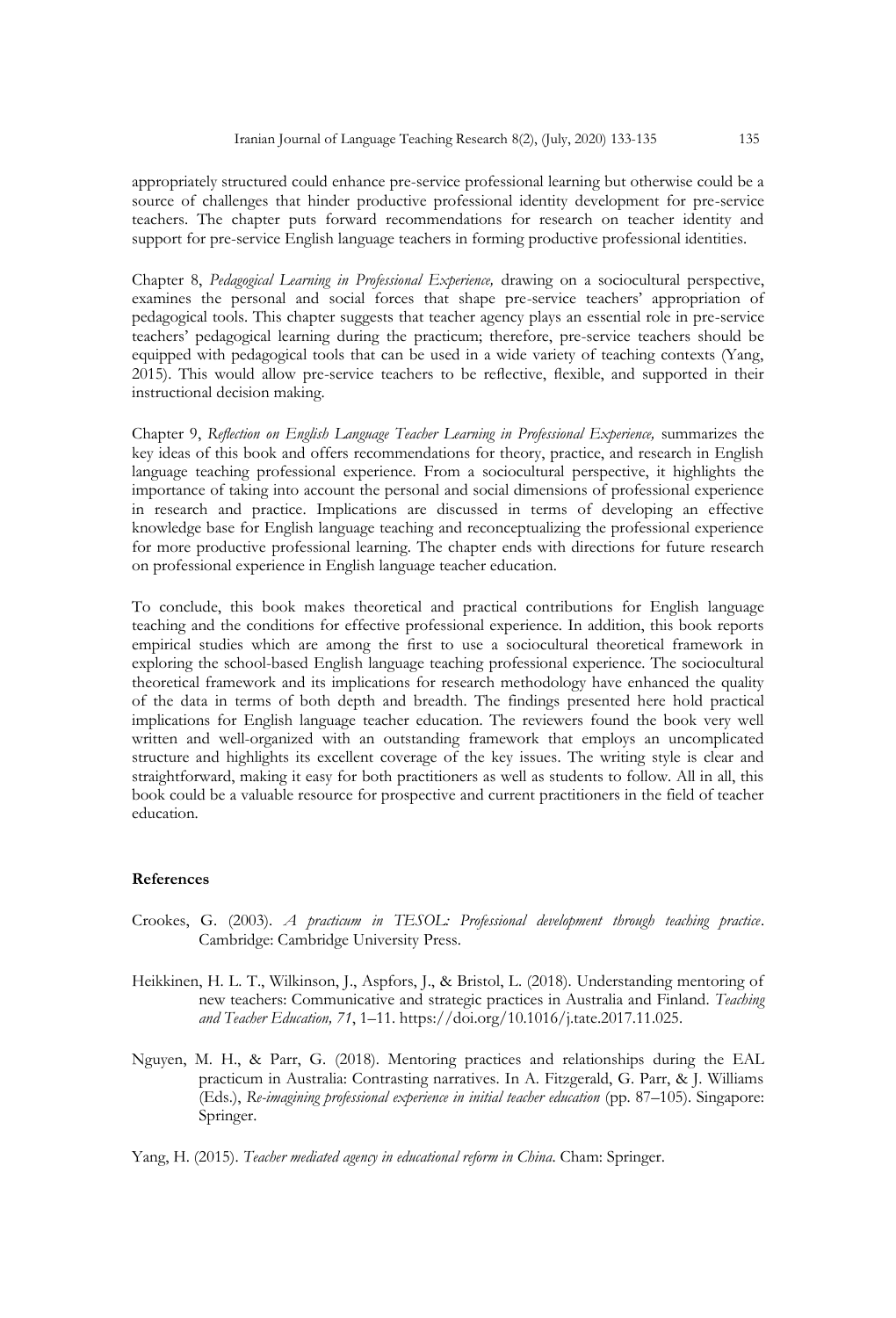appropriately structured could enhance pre-service professional learning but otherwise could be a source of challenges that hinder productive professional identity development for pre-service teachers. The chapter puts forward recommendations for research on teacher identity and support for pre-service English language teachers in forming productive professional identities.

Chapter 8, *Pedagogical Learning in Professional Experience,* drawing on a sociocultural perspective, examines the personal and social forces that shape pre-service teachers' appropriation of pedagogical tools. This chapter suggests that teacher agency plays an essential role in pre-service teachers' pedagogical learning during the practicum; therefore, pre-service teachers should be equipped with pedagogical tools that can be used in a wide variety of teaching contexts (Yang, 2015). This would allow pre-service teachers to be reflective, flexible, and supported in their instructional decision making.

Chapter 9, *Reflection on English Language Teacher Learning in Professional Experience,* summarizes the key ideas of this book and offers recommendations for theory, practice, and research in English language teaching professional experience. From a sociocultural perspective, it highlights the importance of taking into account the personal and social dimensions of professional experience in research and practice. Implications are discussed in terms of developing an effective knowledge base for English language teaching and reconceptualizing the professional experience for more productive professional learning. The chapter ends with directions for future research on professional experience in English language teacher education.

To conclude, this book makes theoretical and practical contributions for English language teaching and the conditions for effective professional experience. In addition, this book reports empirical studies which are among the first to use a sociocultural theoretical framework in exploring the school-based English language teaching professional experience. The sociocultural theoretical framework and its implications for research methodology have enhanced the quality of the data in terms of both depth and breadth. The findings presented here hold practical implications for English language teacher education. The reviewers found the book very well written and well-organized with an outstanding framework that employs an uncomplicated structure and highlights its excellent coverage of the key issues. The writing style is clear and straightforward, making it easy for both practitioners as well as students to follow. All in all, this book could be a valuable resource for prospective and current practitioners in the field of teacher education.

**References**

Crookes, G. (2003). *A practicum in TESOL: Professional development through teaching practice*. Cambridge: Cambridge University Press.

Heikkinen, H. L. T., Wilkinson, J., Aspfors, J., & Bristol, L. (2018). Understanding mentoring of new teachers: Communicative and strategic practices in Australia and Finland. *Teaching and Teacher Education, 71*, 1–11. https://doi.org/10.1016/j.tate.2017.11.025.

Nguyen, M. H., & Parr, G. (2018). Mentoring practices and relationships during the EAL practicum in Australia: Contrasting narratives. In A. Fitzgerald, G. Parr, & J. Williams (Eds.), *Re-imagining professional experience in initial teacher education* (pp. 87–105). Singapore: Springer.

Yang, H. (2015). *Teacher mediated agency in educational reform in China*. Cham: Springer.